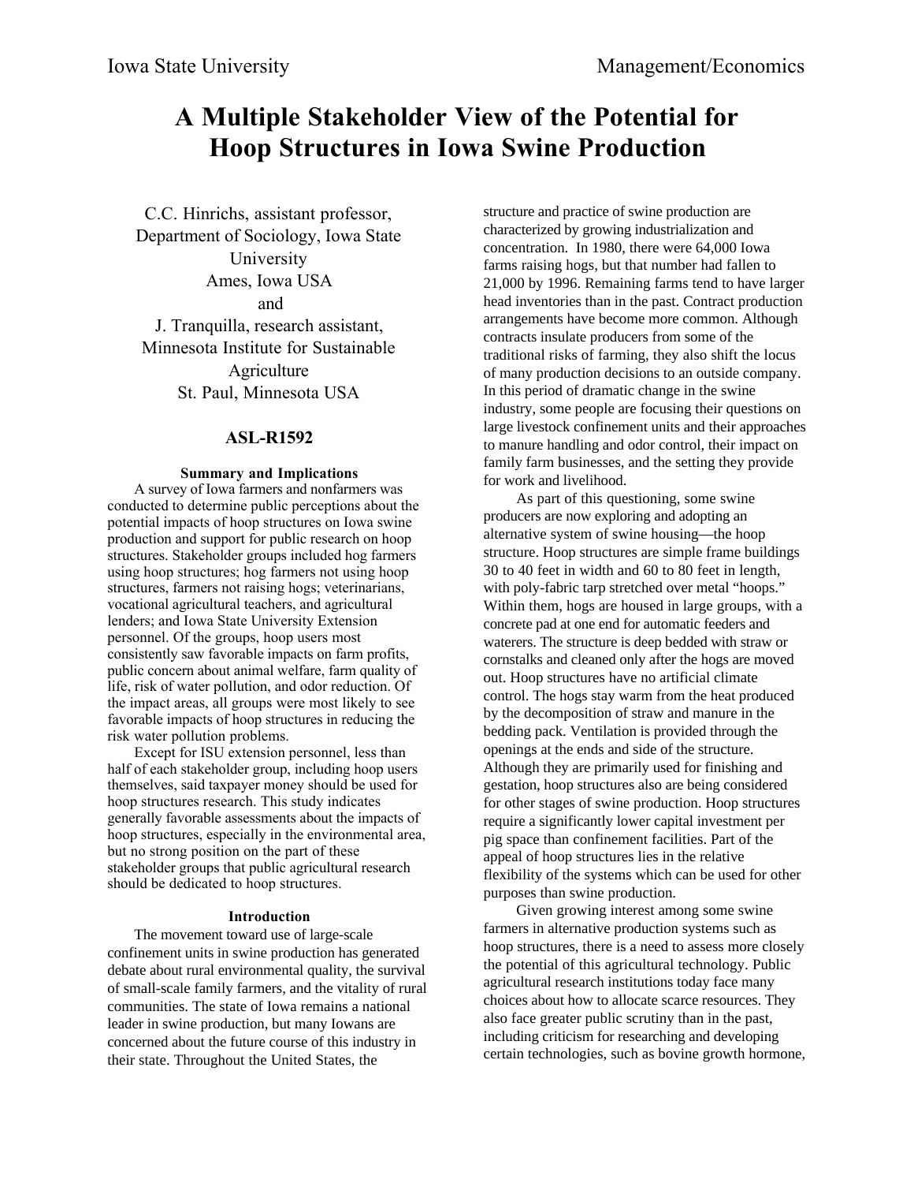# A Multiple Stakeholder View of the Potential for Hoop Structures in Iowa Swine Production

C.C. Hinrichs, assistant professor,
Department of Sociology, Iowa State University
Ames, Iowa USA
and
J. Tranquilla, research assistant,
Minnesota Institute for Sustainable Agriculture
St. Paul, Minnesota USA

**ASL-R1592**

### Summary and Implications

A survey of Iowa farmers and nonfarmers was conducted to determine public perceptions about the potential impacts of hoop structures on Iowa swine production and support for public research on hoop structures. Stakeholder groups included hog farmers using hoop structures; hog farmers not using hoop structures, farmers not raising hogs; veterinarians, vocational agricultural teachers, and agricultural lenders; and Iowa State University Extension personnel. Of the groups, hoop users most consistently saw favorable impacts on farm profits, public concern about animal welfare, farm quality of life, risk of water pollution, and odor reduction. Of the impact areas, all groups were most likely to see favorable impacts of hoop structures in reducing the risk water pollution problems.

Except for ISU extension personnel, less than half of each stakeholder group, including hoop users themselves, said taxpayer money should be used for hoop structures research. This study indicates generally favorable assessments about the impacts of hoop structures, especially in the environmental area, but no strong position on the part of these stakeholder groups that public agricultural research should be dedicated to hoop structures.

### Introduction

The movement toward use of large-scale confinement units in swine production has generated debate about rural environmental quality, the survival of small-scale family farmers, and the vitality of rural communities. The state of Iowa remains a national leader in swine production, but many Iowans are concerned about the future course of this industry in their state. Throughout the United States, the structure and practice of swine production are characterized by growing industrialization and concentration. In 1980, there were 64,000 Iowa farms raising hogs, but that number had fallen to 21,000 by 1996. Remaining farms tend to have larger head inventories than in the past. Contract production arrangements have become more common. Although contracts insulate producers from some of the traditional risks of farming, they also shift the locus of many production decisions to an outside company. In this period of dramatic change in the swine industry, some people are focusing their questions on large livestock confinement units and their approaches to manure handling and odor control, their impact on family farm businesses, and the setting they provide for work and livelihood.

As part of this questioning, some swine producers are now exploring and adopting an alternative system of swine housing—the hoop structure. Hoop structures are simple frame buildings 30 to 40 feet in width and 60 to 80 feet in length, with poly-fabric tarp stretched over metal "hoops." Within them, hogs are housed in large groups, with a concrete pad at one end for automatic feeders and waterers. The structure is deep bedded with straw or cornstalks and cleaned only after the hogs are moved out. Hoop structures have no artificial climate control. The hogs stay warm from the heat produced by the decomposition of straw and manure in the bedding pack. Ventilation is provided through the openings at the ends and side of the structure. Although they are primarily used for finishing and gestation, hoop structures also are being considered for other stages of swine production. Hoop structures require a significantly lower capital investment per pig space than confinement facilities. Part of the appeal of hoop structures lies in the relative flexibility of the systems which can be used for other purposes than swine production.

Given growing interest among some swine farmers in alternative production systems such as hoop structures, there is a need to assess more closely the potential of this agricultural technology. Public agricultural research institutions today face many choices about how to allocate scarce resources. They also face greater public scrutiny than in the past, including criticism for researching and developing certain technologies, such as bovine growth hormone,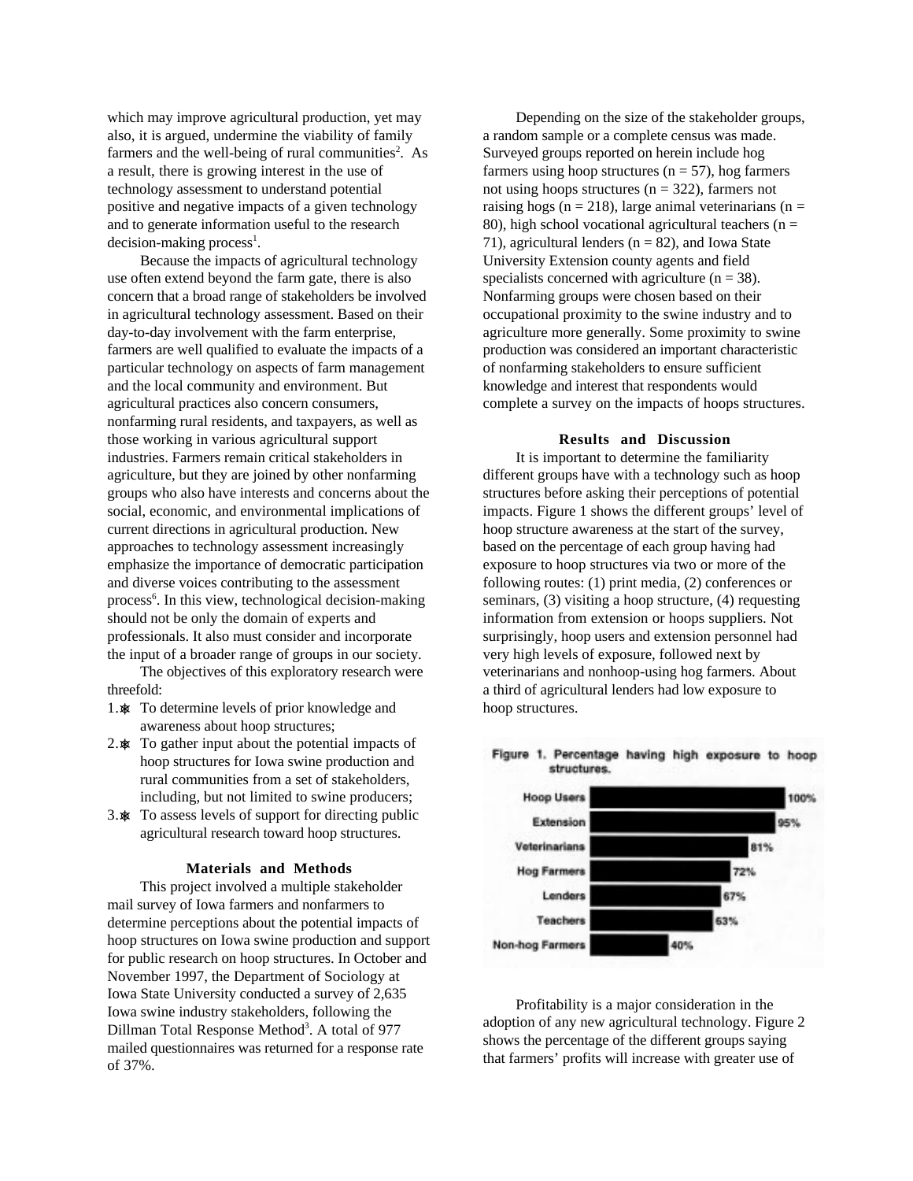which may improve agricultural production, yet may also, it is argued, undermine the viability of family farmers and the well-being of rural communities[2]. As a result, there is growing interest in the use of technology assessment to understand potential positive and negative impacts of a given technology and to generate information useful to the research decision-making process[1].

Because the impacts of agricultural technology use often extend beyond the farm gate, there is also concern that a broad range of stakeholders be involved in agricultural technology assessment. Based on their day-to-day involvement with the farm enterprise, farmers are well qualified to evaluate the impacts of a particular technology on aspects of farm management and the local community and environment. But agricultural practices also concern consumers, nonfarming rural residents, and taxpayers, as well as those working in various agricultural support industries. Farmers remain critical stakeholders in agriculture, but they are joined by other nonfarming groups who also have interests and concerns about the social, economic, and environmental implications of current directions in agricultural production. New approaches to technology assessment increasingly emphasize the importance of democratic participation and diverse voices contributing to the assessment process[6]. In this view, technological decision-making should not be only the domain of experts and professionals. It also must consider and incorporate the input of a broader range of groups in our society.

The objectives of this exploratory research were threefold:

1. To determine levels of prior knowledge and awareness about hoop structures;
2. To gather input about the potential impacts of hoop structures for Iowa swine production and rural communities from a set of stakeholders, including, but not limited to swine producers;
3. To assess levels of support for directing public agricultural research toward hoop structures.

## Materials and Methods

This project involved a multiple stakeholder mail survey of Iowa farmers and nonfarmers to determine perceptions about the potential impacts of hoop structures on Iowa swine production and support for public research on hoop structures. In October and November 1997, the Department of Sociology at Iowa State University conducted a survey of 2,635 Iowa swine industry stakeholders, following the Dillman Total Response Method[3]. A total of 977 mailed questionnaires was returned for a response rate of 37%.

Depending on the size of the stakeholder groups, a random sample or a complete census was made. Surveyed groups reported on herein include hog farmers using hoop structures (n = 57), hog farmers not using hoops structures (n = 322), farmers not raising hogs (n = 218), large animal veterinarians (n = 80), high school vocational agricultural teachers (n = 71), agricultural lenders (n = 82), and Iowa State University Extension county agents and field specialists concerned with agriculture (n = 38). Nonfarming groups were chosen based on their occupational proximity to the swine industry and to agriculture more generally. Some proximity to swine production was considered an important characteristic of nonfarming stakeholders to ensure sufficient knowledge and interest that respondents would complete a survey on the impacts of hoops structures.

## Results and Discussion

It is important to determine the familiarity different groups have with a technology such as hoop structures before asking their perceptions of potential impacts. Figure 1 shows the different groups' level of hoop structure awareness at the start of the survey, based on the percentage of each group having had exposure to hoop structures via two or more of the following routes: (1) print media, (2) conferences or seminars, (3) visiting a hoop structure, (4) requesting information from extension or hoops suppliers. Not surprisingly, hoop users and extension personnel had very high levels of exposure, followed next by veterinarians and nonhoop-using hog farmers. About a third of agricultural lenders had low exposure to hoop structures.

**Figure 1. Percentage having high exposure to hoop structures.**

| Group | Percentage |
|---|---|
| Hoop Users | 100% |
| Extension | 95% |
| Veterinarians | 81% |
| Hog Farmers | 72% |
| Lenders | 67% |
| Teachers | 63% |
| Non-hog Farmers | 40% |

Profitability is a major consideration in the adoption of any new agricultural technology. Figure 2 shows the percentage of the different groups saying that farmers' profits will increase with greater use of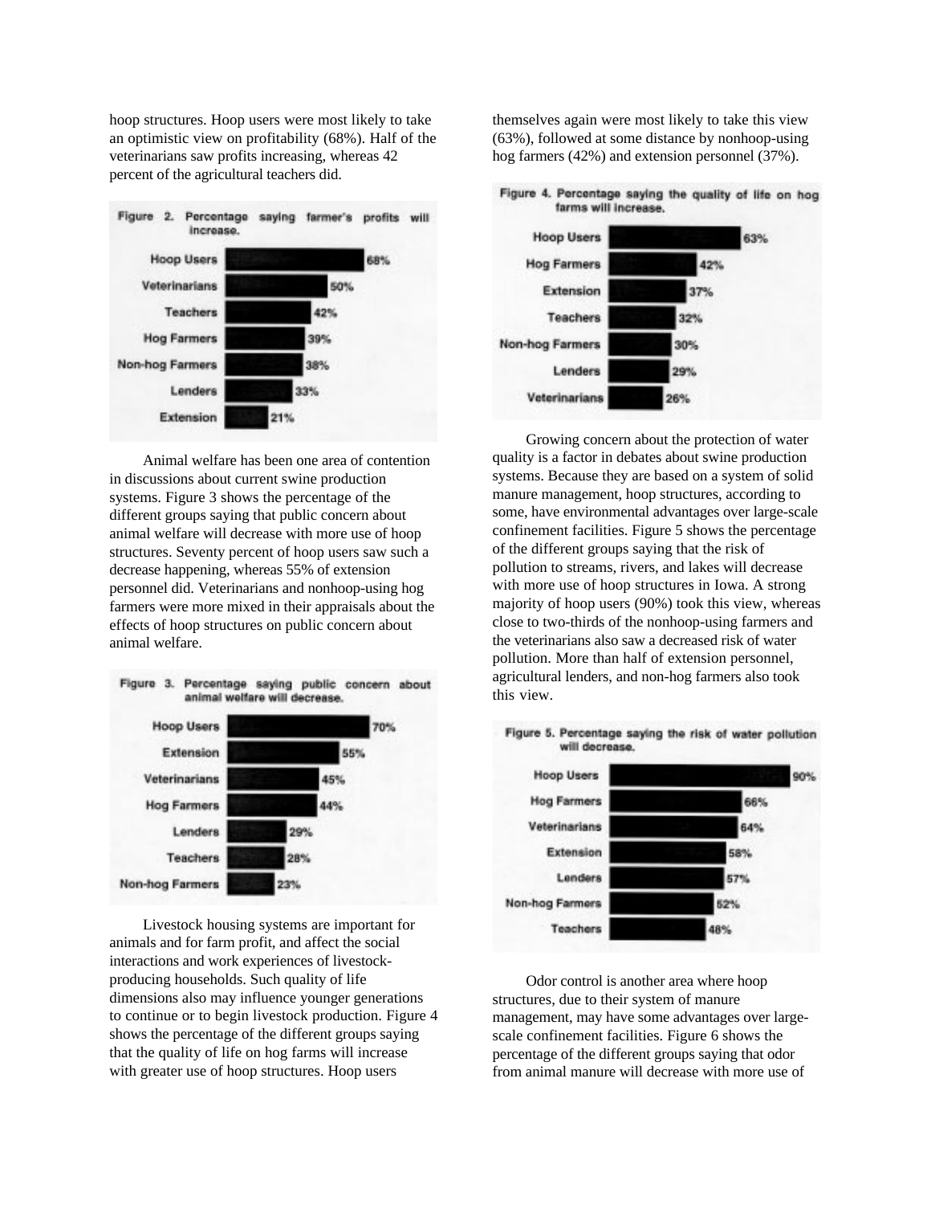hoop structures. Hoop users were most likely to take an optimistic view on profitability (68%). Half of the veterinarians saw profits increasing, whereas 42 percent of the agricultural teachers did.

**Figure 2. Percentage saying farmer's profits will increase.**

| Group | Percentage |
|---|---|
| Hoop Users | 68% |
| Veterinarians | 50% |
| Teachers | 42% |
| Hog Farmers | 39% |
| Non-hog Farmers | 38% |
| Lenders | 33% |
| Extension | 21% |

Animal welfare has been one area of contention in discussions about current swine production systems. Figure 3 shows the percentage of the different groups saying that public concern about animal welfare will decrease with more use of hoop structures. Seventy percent of hoop users saw such a decrease happening, whereas 55% of extension personnel did. Veterinarians and nonhoop-using hog farmers were more mixed in their appraisals about the effects of hoop structures on public concern about animal welfare.

**Figure 3. Percentage saying public concern about animal welfare will decrease.**

| Group | Percentage |
|---|---|
| Hoop Users | 70% |
| Extension | 55% |
| Veterinarians | 45% |
| Hog Farmers | 44% |
| Lenders | 29% |
| Teachers | 28% |
| Non-hog Farmers | 23% |

Livestock housing systems are important for animals and for farm profit, and affect the social interactions and work experiences of livestock-producing households. Such quality of life dimensions also may influence younger generations to continue or to begin livestock production. Figure 4 shows the percentage of the different groups saying that the quality of life on hog farms will increase with greater use of hoop structures. Hoop users themselves again were most likely to take this view (63%), followed at some distance by nonhoop-using hog farmers (42%) and extension personnel (37%).

**Figure 4. Percentage saying the quality of life on hog farms will increase.**

| Group | Percentage |
|---|---|
| Hoop Users | 63% |
| Hog Farmers | 42% |
| Extension | 37% |
| Teachers | 32% |
| Non-hog Farmers | 30% |
| Lenders | 29% |
| Veterinarians | 26% |

Growing concern about the protection of water quality is a factor in debates about swine production systems. Because they are based on a system of solid manure management, hoop structures, according to some, have environmental advantages over large-scale confinement facilities. Figure 5 shows the percentage of the different groups saying that the risk of pollution to streams, rivers, and lakes will decrease with more use of hoop structures in Iowa. A strong majority of hoop users (90%) took this view, whereas close to two-thirds of the nonhoop-using farmers and the veterinarians also saw a decreased risk of water pollution. More than half of extension personnel, agricultural lenders, and non-hog farmers also took this view.

**Figure 5. Percentage saying the risk of water pollution will decrease.**

| Group | Percentage |
|---|---|
| Hoop Users | 90% |
| Hog Farmers | 66% |
| Veterinarians | 64% |
| Extension | 58% |
| Lenders | 57% |
| Non-hog Farmers | 52% |
| Teachers | 48% |

Odor control is another area where hoop structures, due to their system of manure management, may have some advantages over large-scale confinement facilities. Figure 6 shows the percentage of the different groups saying that odor from animal manure will decrease with more use of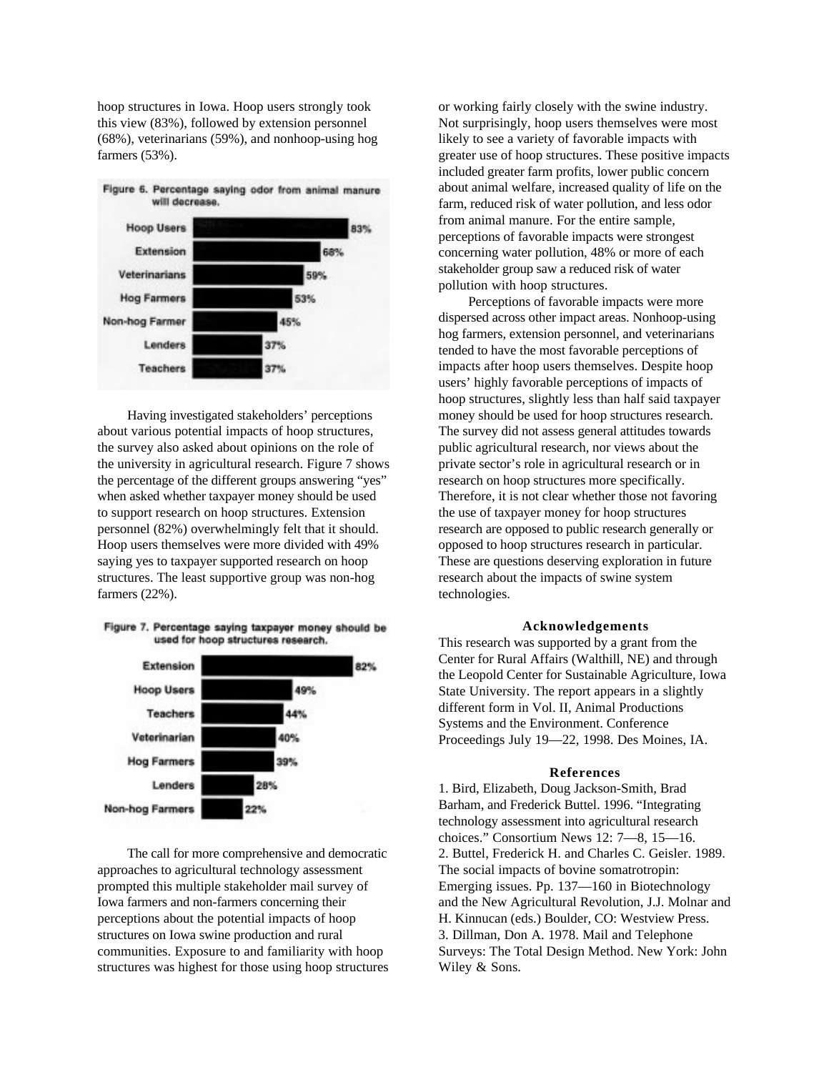hoop structures in Iowa. Hoop users strongly took this view (83%), followed by extension personnel (68%), veterinarians (59%), and nonhoop-using hog farmers (53%).

Figure 6. Percentage saying odor from animal manure will decrease.

| Group | Percentage |
|---|---|
| Hoop Users | 83% |
| Extension | 68% |
| Veterinarians | 59% |
| Hog Farmers | 53% |
| Non-hog Farmer | 45% |
| Lenders | 37% |
| Teachers | 37% |

Having investigated stakeholders' perceptions about various potential impacts of hoop structures, the survey also asked about opinions on the role of the university in agricultural research. Figure 7 shows the percentage of the different groups answering "yes" when asked whether taxpayer money should be used to support research on hoop structures. Extension personnel (82%) overwhelmingly felt that it should. Hoop users themselves were more divided with 49% saying yes to taxpayer supported research on hoop structures. The least supportive group was non-hog farmers (22%).

Figure 7. Percentage saying taxpayer money should be used for hoop structures research.

| Group | Percentage |
|---|---|
| Extension | 82% |
| Hoop Users | 49% |
| Teachers | 44% |
| Veterinarian | 40% |
| Hog Farmers | 39% |
| Lenders | 28% |
| Non-hog Farmers | 22% |

The call for more comprehensive and democratic approaches to agricultural technology assessment prompted this multiple stakeholder mail survey of Iowa farmers and non-farmers concerning their perceptions about the potential impacts of hoop structures on Iowa swine production and rural communities. Exposure to and familiarity with hoop structures was highest for those using hoop structures or working fairly closely with the swine industry. Not surprisingly, hoop users themselves were most likely to see a variety of favorable impacts with greater use of hoop structures. These positive impacts included greater farm profits, lower public concern about animal welfare, increased quality of life on the farm, reduced risk of water pollution, and less odor from animal manure. For the entire sample, perceptions of favorable impacts were strongest concerning water pollution, 48% or more of each stakeholder group saw a reduced risk of water pollution with hoop structures.

Perceptions of favorable impacts were more dispersed across other impact areas. Nonhoop-using hog farmers, extension personnel, and veterinarians tended to have the most favorable perceptions of impacts after hoop users themselves. Despite hoop users' highly favorable perceptions of impacts of hoop structures, slightly less than half said taxpayer money should be used for hoop structures research. The survey did not assess general attitudes towards public agricultural research, nor views about the private sector's role in agricultural research or in research on hoop structures more specifically. Therefore, it is not clear whether those not favoring the use of taxpayer money for hoop structures research are opposed to public research generally or opposed to hoop structures research in particular. These are questions deserving exploration in future research about the impacts of swine system technologies.

## Acknowledgements

This research was supported by a grant from the Center for Rural Affairs (Walthill, NE) and through the Leopold Center for Sustainable Agriculture, Iowa State University. The report appears in a slightly different form in Vol. II, Animal Productions Systems and the Environment. Conference Proceedings July 19—22, 1998. Des Moines, IA.

## References

1. Bird, Elizabeth, Doug Jackson-Smith, Brad Barham, and Frederick Buttel. 1996. "Integrating technology assessment into agricultural research choices." Consortium News 12: 7—8, 15—16.
2. Buttel, Frederick H. and Charles C. Geisler. 1989. The social impacts of bovine somatrotropin: Emerging issues. Pp. 137—160 in Biotechnology and the New Agricultural Revolution, J.J. Molnar and H. Kinnucan (eds.) Boulder, CO: Westview Press.
3. Dillman, Don A. 1978. Mail and Telephone Surveys: The Total Design Method. New York: John Wiley & Sons.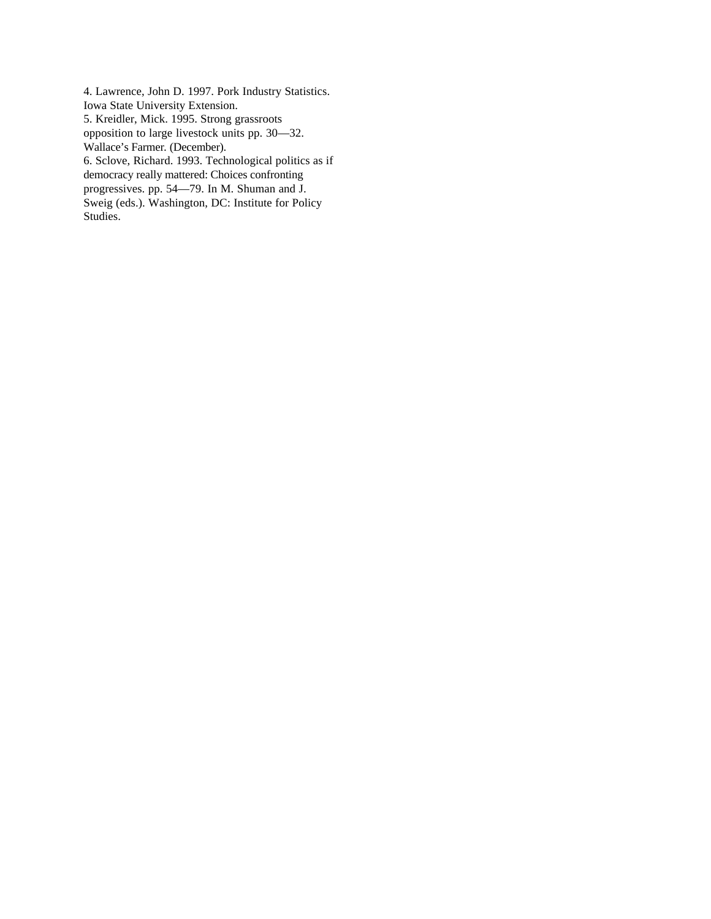4. Lawrence, John D. 1997. Pork Industry Statistics. Iowa State University Extension.

5. Kreidler, Mick. 1995. Strong grassroots opposition to large livestock units pp. 30—32. Wallace's Farmer. (December).

6. Sclove, Richard. 1993. Technological politics as if democracy really mattered: Choices confronting progressives. pp. 54—79. In M. Shuman and J. Sweig (eds.). Washington, DC: Institute for Policy Studies.